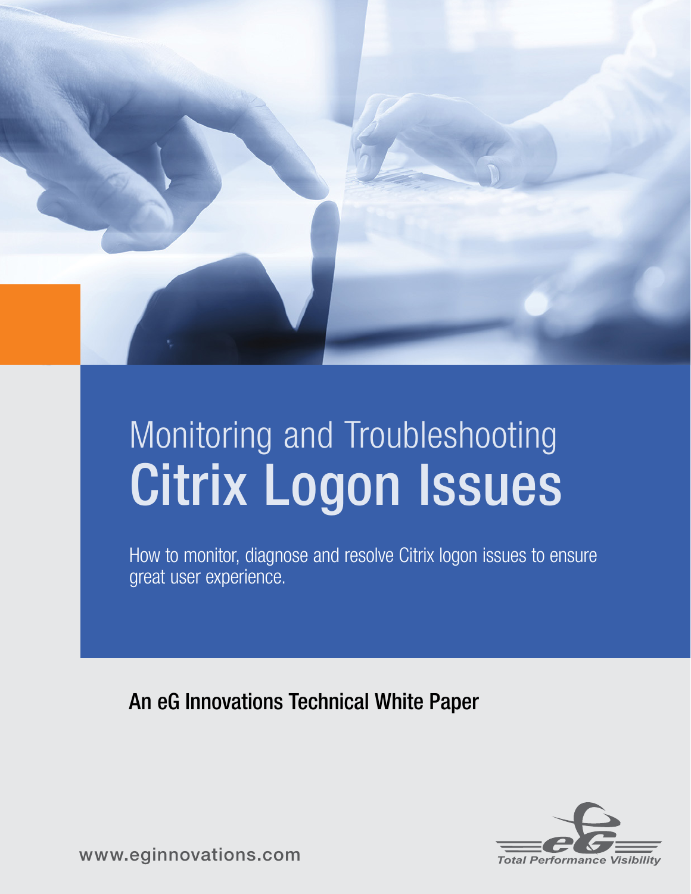# Monitoring and Troubleshooting Citrix Logon Issues

How to monitor, diagnose and resolve Citrix logon issues to ensure great user experience.

## An eG Innovations Technical White Paper

www.eginnovations.com

eG Total Performance Visibility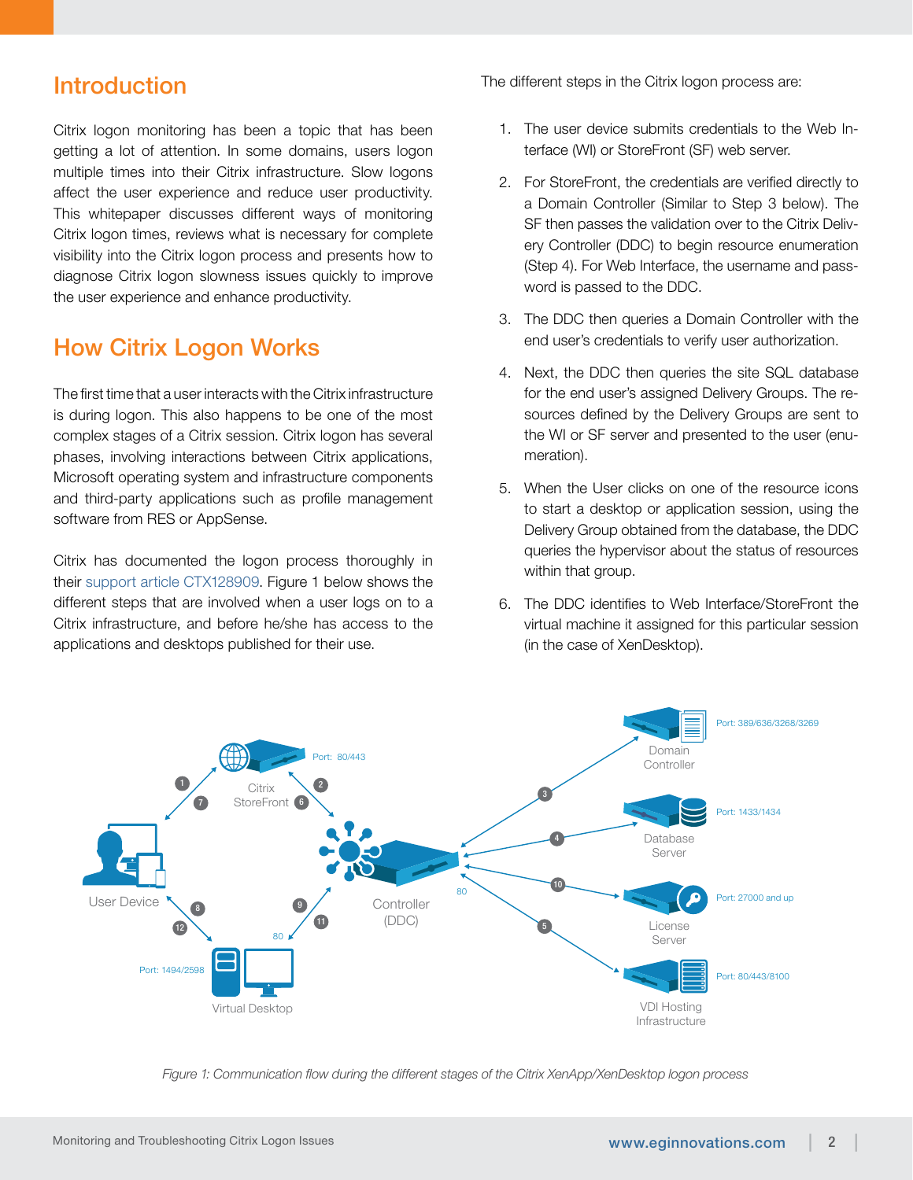## Introduction

Citrix logon monitoring has been a topic that has been getting a lot of attention. In some domains, users logon multiple times into their Citrix infrastructure. Slow logons affect the user experience and reduce user productivity. This whitepaper discusses different ways of monitoring Citrix logon times, reviews what is necessary for complete visibility into the Citrix logon process and presents how to diagnose Citrix logon slowness issues quickly to improve the user experience and enhance productivity.

## How Citrix Logon Works

The first time that a user interacts with the Citrix infrastructure is during logon. This also happens to be one of the most complex stages of a Citrix session. Citrix logon has several phases, involving interactions between Citrix applications, Microsoft operating system and infrastructure components and third-party applications such as profile management software from RES or AppSense.

Citrix has documented the logon process thoroughly in their support article CTX128909. Figure 1 below shows the different steps that are involved when a user logs on to a Citrix infrastructure, and before he/she has access to the applications and desktops published for their use.

The different steps in the Citrix logon process are:

1. The user device submits credentials to the Web Interface (WI) or StoreFront (SF) web server.
2. For StoreFront, the credentials are verified directly to a Domain Controller (Similar to Step 3 below). The SF then passes the validation over to the Citrix Delivery Controller (DDC) to begin resource enumeration (Step 4). For Web Interface, the username and password is passed to the DDC.
3. The DDC then queries a Domain Controller with the end user's credentials to verify user authorization.
4. Next, the DDC then queries the site SQL database for the end user's assigned Delivery Groups. The resources defined by the Delivery Groups are sent to the WI or SF server and presented to the user (enumeration).
5. When the User clicks on one of the resource icons to start a desktop or application session, using the Delivery Group obtained from the database, the DDC queries the hypervisor about the status of resources within that group.
6. The DDC identifies to Web Interface/StoreFront the virtual machine it assigned for this particular session (in the case of XenDesktop).

*Figure 1: Communication flow during the different stages of the Citrix XenApp/XenDesktop logon process*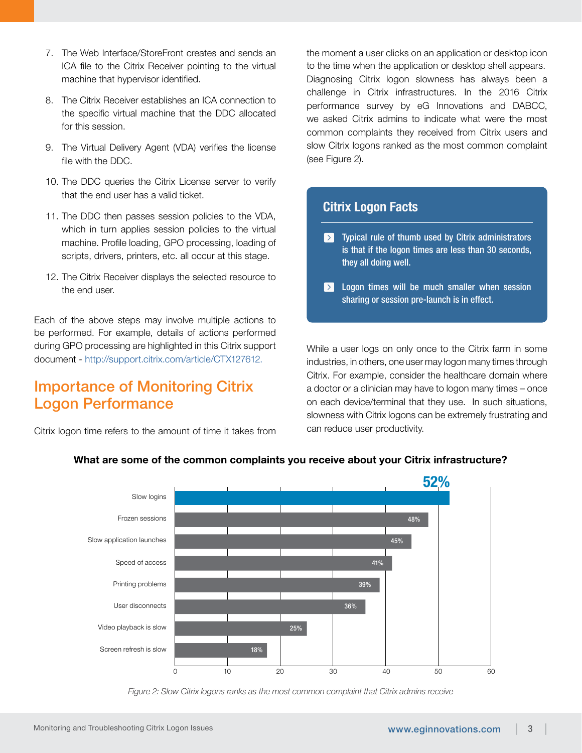7. The Web Interface/StoreFront creates and sends an ICA file to the Citrix Receiver pointing to the virtual machine that hypervisor identified.
8. The Citrix Receiver establishes an ICA connection to the specific virtual machine that the DDC allocated for this session.
9. The Virtual Delivery Agent (VDA) verifies the license file with the DDC.
10. The DDC queries the Citrix License server to verify that the end user has a valid ticket.
11. The DDC then passes session policies to the VDA, which in turn applies session policies to the virtual machine. Profile loading, GPO processing, loading of scripts, drivers, printers, etc. all occur at this stage.
12. The Citrix Receiver displays the selected resource to the end user.

Each of the above steps may involve multiple actions to be performed. For example, details of actions performed during GPO processing are highlighted in this Citrix support document - http://support.citrix.com/article/CTX127612.

## Importance of Monitoring Citrix Logon Performance

Citrix logon time refers to the amount of time it takes from the moment a user clicks on an application or desktop icon to the time when the application or desktop shell appears. Diagnosing Citrix logon slowness has always been a challenge in Citrix infrastructures. In the 2016 Citrix performance survey by eG Innovations and DABCC, we asked Citrix admins to indicate what were the most common complaints they received from Citrix users and slow Citrix logons ranked as the most common complaint (see Figure 2).

### Citrix Logon Facts

- Typical rule of thumb used by Citrix administrators is that if the logon times are less than 30 seconds, they all doing well.
- Logon times will be much smaller when session sharing or session pre-launch is in effect.

While a user logs on only once to the Citrix farm in some industries, in others, one user may logon many times through Citrix. For example, consider the healthcare domain where a doctor or a clinician may have to logon many times – once on each device/terminal that they use. In such situations, slowness with Citrix logons can be extremely frustrating and can reduce user productivity.

**What are some of the common complaints you receive about your Citrix infrastructure?**

| Complaint | Percentage |
|---|---|
| Slow logins | 52% |
| Frozen sessions | 48% |
| Slow application launches | 45% |
| Speed of access | 41% |
| Printing problems | 39% |
| User disconnects | 36% |
| Video playback is slow | 25% |
| Screen refresh is slow | 18% |

*Figure 2: Slow Citrix logons ranks as the most common complaint that Citrix admins receive*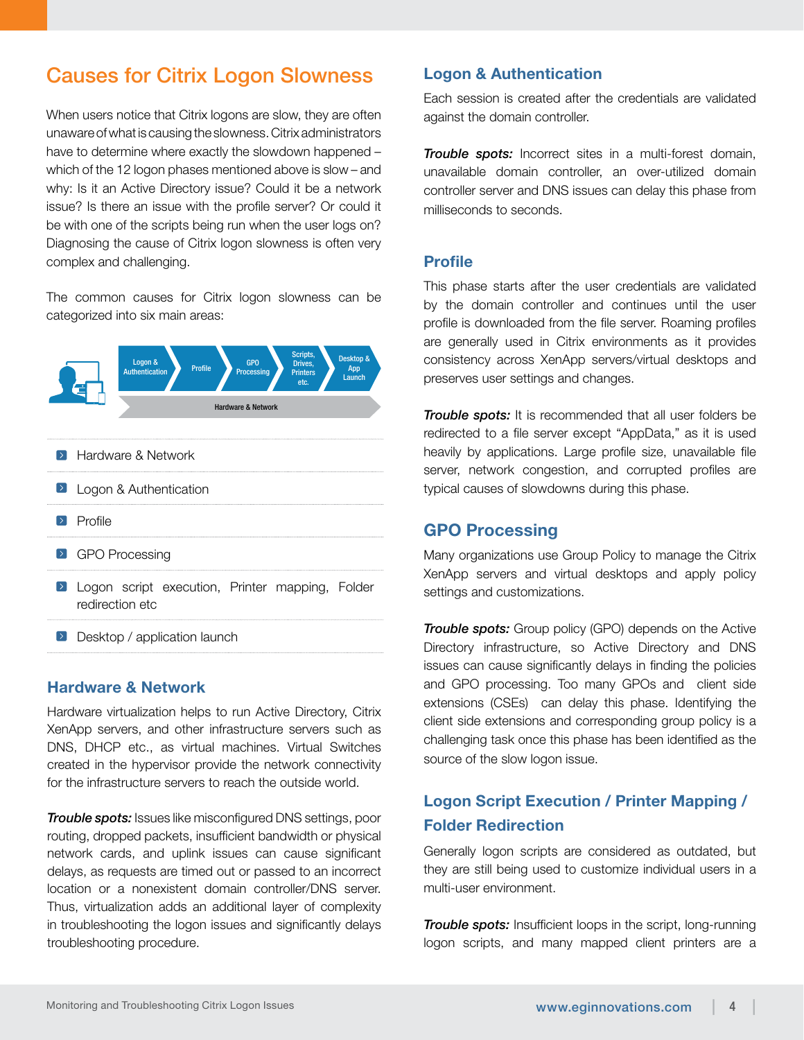## Causes for Citrix Logon Slowness

When users notice that Citrix logons are slow, they are often unaware of what is causing the slowness. Citrix administrators have to determine where exactly the slowdown happened – which of the 12 logon phases mentioned above is slow – and why: Is it an Active Directory issue? Could it be a network issue? Is there an issue with the profile server? Or could it be with one of the scripts being run when the user logs on? Diagnosing the cause of Citrix logon slowness is often very complex and challenging.

The common causes for Citrix logon slowness can be categorized into six main areas:

Logon & Authentication → Profile → GPO Processing → Scripts, Drives, Printers etc. → Desktop & App Launch

Hardware & Network

- Hardware & Network
- Logon & Authentication
- Profile
- GPO Processing
- Logon script execution, Printer mapping, Folder redirection etc
- Desktop / application launch

### Hardware & Network

Hardware virtualization helps to run Active Directory, Citrix XenApp servers, and other infrastructure servers such as DNS, DHCP etc., as virtual machines. Virtual Switches created in the hypervisor provide the network connectivity for the infrastructure servers to reach the outside world.

***Trouble spots:*** Issues like misconfigured DNS settings, poor routing, dropped packets, insufficient bandwidth or physical network cards, and uplink issues can cause significant delays, as requests are timed out or passed to an incorrect location or a nonexistent domain controller/DNS server. Thus, virtualization adds an additional layer of complexity in troubleshooting the logon issues and significantly delays troubleshooting procedure.

### Logon & Authentication

Each session is created after the credentials are validated against the domain controller.

***Trouble spots:*** Incorrect sites in a multi-forest domain, unavailable domain controller, an over-utilized domain controller server and DNS issues can delay this phase from milliseconds to seconds.

### Profile

This phase starts after the user credentials are validated by the domain controller and continues until the user profile is downloaded from the file server. Roaming profiles are generally used in Citrix environments as it provides consistency across XenApp servers/virtual desktops and preserves user settings and changes.

***Trouble spots:*** It is recommended that all user folders be redirected to a file server except "AppData," as it is used heavily by applications. Large profile size, unavailable file server, network congestion, and corrupted profiles are typical causes of slowdowns during this phase.

### GPO Processing

Many organizations use Group Policy to manage the Citrix XenApp servers and virtual desktops and apply policy settings and customizations.

***Trouble spots:*** Group policy (GPO) depends on the Active Directory infrastructure, so Active Directory and DNS issues can cause significantly delays in finding the policies and GPO processing. Too many GPOs and client side extensions (CSEs) can delay this phase. Identifying the client side extensions and corresponding group policy is a challenging task once this phase has been identified as the source of the slow logon issue.

### Logon Script Execution / Printer Mapping / Folder Redirection

Generally logon scripts are considered as outdated, but they are still being used to customize individual users in a multi-user environment.

***Trouble spots:*** Insufficient loops in the script, long-running logon scripts, and many mapped client printers are a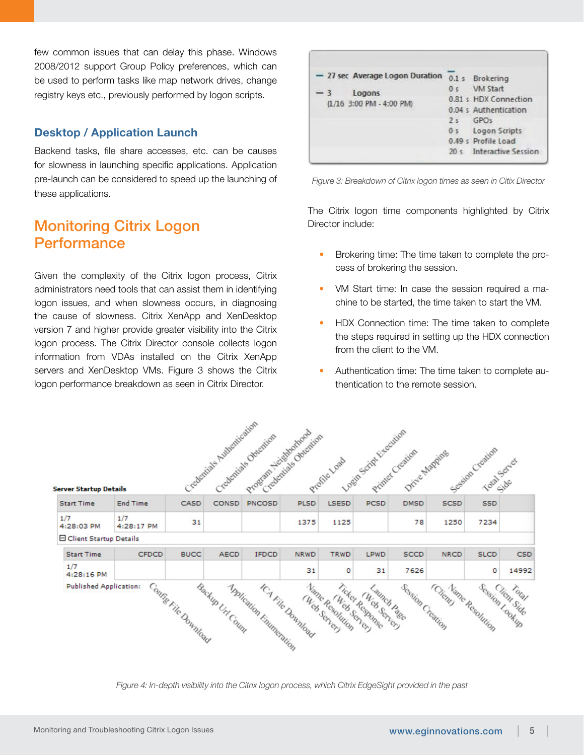few common issues that can delay this phase. Windows 2008/2012 support Group Policy preferences, which can be used to perform tasks like map network drives, change registry keys etc., previously performed by logon scripts.

### Desktop / Application Launch

Backend tasks, file share accesses, etc. can be causes for slowness in launching specific applications. Application pre-launch can be considered to speed up the launching of these applications.

## Monitoring Citrix Logon Performance

Given the complexity of the Citrix logon process, Citrix administrators need tools that can assist them in identifying logon issues, and when slowness occurs, in diagnosing the cause of slowness. Citrix XenApp and XenDesktop version 7 and higher provide greater visibility into the Citrix logon process. The Citrix Director console collects logon information from VDAs installed on the Citrix XenApp servers and XenDesktop VMs. Figure 3 shows the Citrix logon performance breakdown as seen in Citrix Director.

| | |
|---|---|
| — 27 sec Average Logon Duration | 0.1 s Brokering |
| — 3 Logons | 0 s VM Start |
| (1/16 3:00 PM - 4:00 PM) | 0.81 s HDX Connection |
| | 0.04 s Authentication |
| | 2 s GPOs |
| | 0 s Logon Scripts |
| | 0.49 s Profile Load |
| | 20 s Interactive Session |

*Figure 3: Breakdown of Citrix logon times as seen in Citix Director*

The Citrix logon time components highlighted by Citrix Director include:

- Brokering time: The time taken to complete the process of brokering the session.
- VM Start time: In case the session required a machine to be started, the time taken to start the VM.
- HDX Connection time: The time taken to complete the steps required in setting up the HDX connection from the client to the VM.
- Authentication time: The time taken to complete authentication to the remote session.

**Server Startup Details**

| Start Time | End Time | CASD (Credentials Authentication) | CONSD (Credentials Obtention) | PNCOSD (Program Neighborhood Credentials Obtention) | PLSD (Profile Load) | LSESD (Login Script Execution) | PCSD (Printer Creation) | DMSD (Drive Mapping) | SCSD (Session Creation) | SSD (Total Server Side) |
|---|---|---|---|---|---|---|---|---|---|---|
| 1/7 4:28:03 PM | 1/7 4:28:17 PM | 31 | | | 1375 | 1125 | | 78 | 1250 | 7234 |

**Client Startup Details**

| Start Time | CFDCD (Config File Download) | BUCC (Backup Url Count) | AECD (Application Enumeration) | IFDCD (ICA File Download) | NRWD (Name Resolution (Web Server)) | TRWD (Ticket Response (Web Server)) | LPWD (Launch Page (Web Server)) | SCCD (Session Creation) | NRCD (Name Resolution (Client)) | SLCD (Session Lookup) | CSD (Total Client Side) |
|---|---|---|---|---|---|---|---|---|---|---|---|
| 1/7 4:28:16 PM | | | | | 31 | 0 | 31 | 7626 | | 0 | 14992 |

Published Application:

*Figure 4: In-depth visibility into the Citrix logon process, which Citrix EdgeSight provided in the past*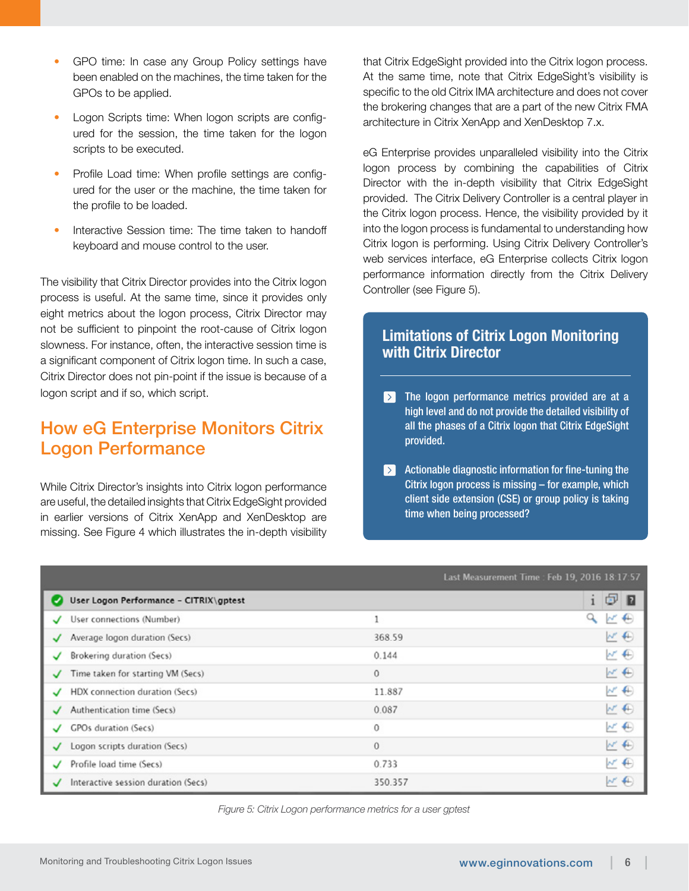- GPO time: In case any Group Policy settings have been enabled on the machines, the time taken for the GPOs to be applied.
- Logon Scripts time: When logon scripts are configured for the session, the time taken for the logon scripts to be executed.
- Profile Load time: When profile settings are configured for the user or the machine, the time taken for the profile to be loaded.
- Interactive Session time: The time taken to handoff keyboard and mouse control to the user.

The visibility that Citrix Director provides into the Citrix logon process is useful. At the same time, since it provides only eight metrics about the logon process, Citrix Director may not be sufficient to pinpoint the root-cause of Citrix logon slowness. For instance, often, the interactive session time is a significant component of Citrix logon time. In such a case, Citrix Director does not pin-point if the issue is because of a logon script and if so, which script.

## How eG Enterprise Monitors Citrix Logon Performance

While Citrix Director's insights into Citrix logon performance are useful, the detailed insights that Citrix EdgeSight provided in earlier versions of Citrix XenApp and XenDesktop are missing. See Figure 4 which illustrates the in-depth visibility that Citrix EdgeSight provided into the Citrix logon process. At the same time, note that Citrix EdgeSight's visibility is specific to the old Citrix IMA architecture and does not cover the brokering changes that are a part of the new Citrix FMA architecture in Citrix XenApp and XenDesktop 7.x.

eG Enterprise provides unparalleled visibility into the Citrix logon process by combining the capabilities of Citrix Director with the in-depth visibility that Citrix EdgeSight provided. The Citrix Delivery Controller is a central player in the Citrix logon process. Hence, the visibility provided by it into the logon process is fundamental to understanding how Citrix logon is performing. Using Citrix Delivery Controller's web services interface, eG Enterprise collects Citrix logon performance information directly from the Citrix Delivery Controller (see Figure 5).

### Limitations of Citrix Logon Monitoring with Citrix Director

- The logon performance metrics provided are at a high level and do not provide the detailed visibility of all the phases of a Citrix logon that Citrix EdgeSight provided.
- Actionable diagnostic information for fine-tuning the Citrix logon process is missing – for example, which client side extension (CSE) or group policy is taking time when being processed?

Last Measurement Time : Feb 19, 2016 18:17:57

| User Logon Performance – CITRIX\gptest | |
|---|---|
| User connections (Number) | 1 |
| Average logon duration (Secs) | 368.59 |
| Brokering duration (Secs) | 0.144 |
| Time taken for starting VM (Secs) | 0 |
| HDX connection duration (Secs) | 11.887 |
| Authentication time (Secs) | 0.087 |
| GPOs duration (Secs) | 0 |
| Logon scripts duration (Secs) | 0 |
| Profile load time (Secs) | 0.733 |
| Interactive session duration (Secs) | 350.357 |

*Figure 5: Citrix Logon performance metrics for a user gptest*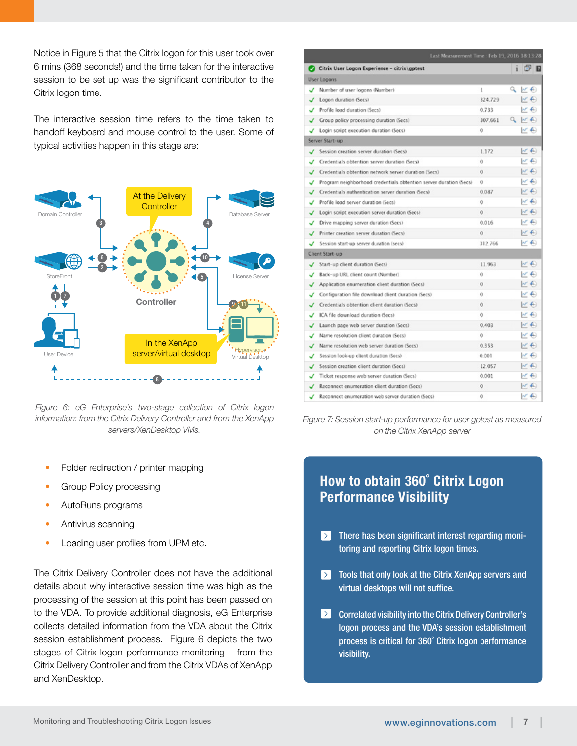Notice in Figure 5 that the Citrix logon for this user took over 6 mins (368 seconds!) and the time taken for the interactive session to be set up was the significant contributor to the Citrix logon time.

The interactive session time refers to the time taken to handoff keyboard and mouse control to the user. Some of typical activities happen in this stage are:

*Figure 6: eG Enterprise's two-stage collection of Citrix logon information: from the Citrix Delivery Controller and from the XenApp servers/XenDesktop VMs.*

- Folder redirection / printer mapping
- Group Policy processing
- AutoRuns programs
- Antivirus scanning
- Loading user profiles from UPM etc.

The Citrix Delivery Controller does not have the additional details about why interactive session time was high as the processing of the session at this point has been passed on to the VDA. To provide additional diagnosis, eG Enterprise collects detailed information from the VDA about the Citrix session establishment process. Figure 6 depicts the two stages of Citrix logon performance monitoring – from the Citrix Delivery Controller and from the Citrix VDAs of XenApp and XenDesktop.

Last Measurement Time : Feb 19, 2016 18:13:28

**Citrix User Logon Experience – citrix\gptest**

| Measure | Value |
|---|---|
| **User Logons** | |
| Number of user logons (Number) | 1 |
| Logon duration (Secs) | 324.729 |
| Profile load duration (Secs) | 0.733 |
| Group policy processing duration (Secs) | 307.661 |
| Login script execution duration (Secs) | 0 |
| **Server Start-up** | |
| Session creation server duration (Secs) | 1.172 |
| Credentials obtention server duration (Secs) | 0 |
| Credentials obtention network server duration (Secs) | 0 |
| Program neighborhood credentials obtention server duration (Secs) | 0 |
| Credentials authentication server duration (Secs) | 0.087 |
| Profile load server duration (Secs) | 0 |
| Login script execution server duration (Secs) | 0 |
| Drive mapping server duration (Secs) | 0.016 |
| Printer creation server duration (Secs) | 0 |
| Session start-up server duration (secs) | 312.766 |
| **Client Start-up** | |
| Start-up client duration (Secs) | 11.963 |
| Back-up URL client count (Number) | 0 |
| Application enumeration client duration (Secs) | 0 |
| Configuration file download client duration (Secs) | 0 |
| Credentials obtention client duration (Secs) | 0 |
| ICA file download duration (Secs) | 0 |
| Launch page web server duration (Secs) | 0.403 |
| Name resolution client duration (Secs) | 0 |
| Name resolution web server duration (Secs) | 0.353 |
| Session look-up client duration (Secs) | 0.001 |
| Session creation client duration (Secs) | 12.057 |
| Ticket response web server duration (Secs) | 0.001 |
| Reconnect enumeration client duration (Secs) | 0 |
| Reconnect enumeration web server duration (Secs) | 0 |

*Figure 7: Session start-up performance for user gptest as measured on the Citrix XenApp server*

## How to obtain 360˚ Citrix Logon Performance Visibility

- There has been significant interest regarding monitoring and reporting Citrix logon times.
- Tools that only look at the Citrix XenApp servers and virtual desktops will not suffice.
- Correlated visibility into the Citrix Delivery Controller's logon process and the VDA's session establishment process is critical for 360˚ Citrix logon performance visibility.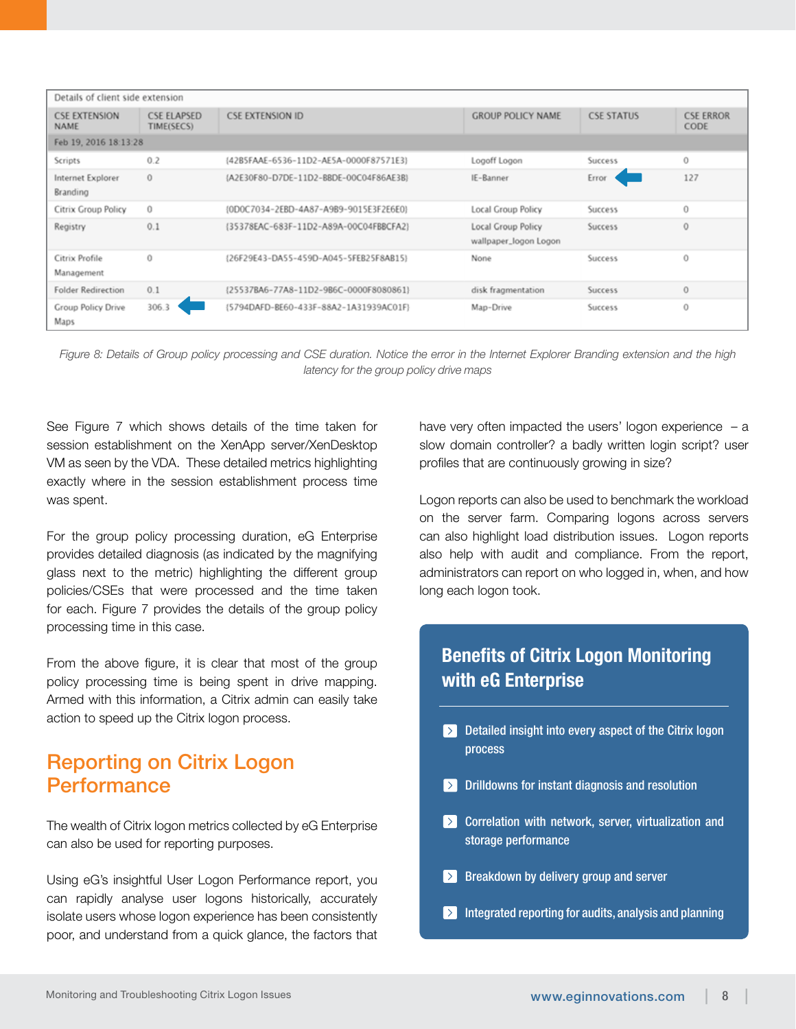| Details of client side extension | | | | | |
|---|---|---|---|---|---|
| CSE EXTENSION NAME | CSE ELAPSED TIME(SECS) | CSE EXTENSION ID | GROUP POLICY NAME | CSE STATUS | CSE ERROR CODE |
| Feb 19, 2016 18:13:28 | | | | | |
| Scripts | 0.2 | {42B5FAAE-6536-11D2-AE5A-0000F87571E3} | Logoff Logon | Success | 0 |
| Internet Explorer Branding | 0 | {A2E30F80-D7DE-11D2-BBDE-00C04F86AE3B} | IE-Banner | Error | 127 |
| Citrix Group Policy | 0 | {0D0C7034-2EBD-4A87-A9B9-9015E3F2E6E0} | Local Group Policy | Success | 0 |
| Registry | 0.1 | {35378EAC-683F-11D2-A89A-00C04FBBCFA2} | Local Group Policy wallpaper_logon Logon | Success | 0 |
| Citrix Profile Management | 0 | {26F29E43-DA55-459D-A045-5FEB25F8AB15} | None | Success | 0 |
| Folder Redirection | 0.1 | {25537BA6-77A8-11D2-9B6C-0000F8080861} | disk fragmentation | Success | 0 |
| Group Policy Drive Maps | 306.3 | {5794DAFD-BE60-433F-88A2-1A31939AC01F} | Map-Drive | Success | 0 |

*Figure 8: Details of Group policy processing and CSE duration. Notice the error in the Internet Explorer Branding extension and the high latency for the group policy drive maps*

See Figure 7 which shows details of the time taken for session establishment on the XenApp server/XenDesktop VM as seen by the VDA. These detailed metrics highlighting exactly where in the session establishment process time was spent.

For the group policy processing duration, eG Enterprise provides detailed diagnosis (as indicated by the magnifying glass next to the metric) highlighting the different group policies/CSEs that were processed and the time taken for each. Figure 7 provides the details of the group policy processing time in this case.

From the above figure, it is clear that most of the group policy processing time is being spent in drive mapping. Armed with this information, a Citrix admin can easily take action to speed up the Citrix logon process.

## Reporting on Citrix Logon Performance

The wealth of Citrix logon metrics collected by eG Enterprise can also be used for reporting purposes.

Using eG's insightful User Logon Performance report, you can rapidly analyse user logons historically, accurately isolate users whose logon experience has been consistently poor, and understand from a quick glance, the factors that have very often impacted the users' logon experience – a slow domain controller? a badly written login script? user profiles that are continuously growing in size?

Logon reports can also be used to benchmark the workload on the server farm. Comparing logons across servers can also highlight load distribution issues. Logon reports also help with audit and compliance. From the report, administrators can report on who logged in, when, and how long each logon took.

### Benefits of Citrix Logon Monitoring with eG Enterprise

- Detailed insight into every aspect of the Citrix logon process
- Drilldowns for instant diagnosis and resolution
- Correlation with network, server, virtualization and storage performance
- Breakdown by delivery group and server
- Integrated reporting for audits, analysis and planning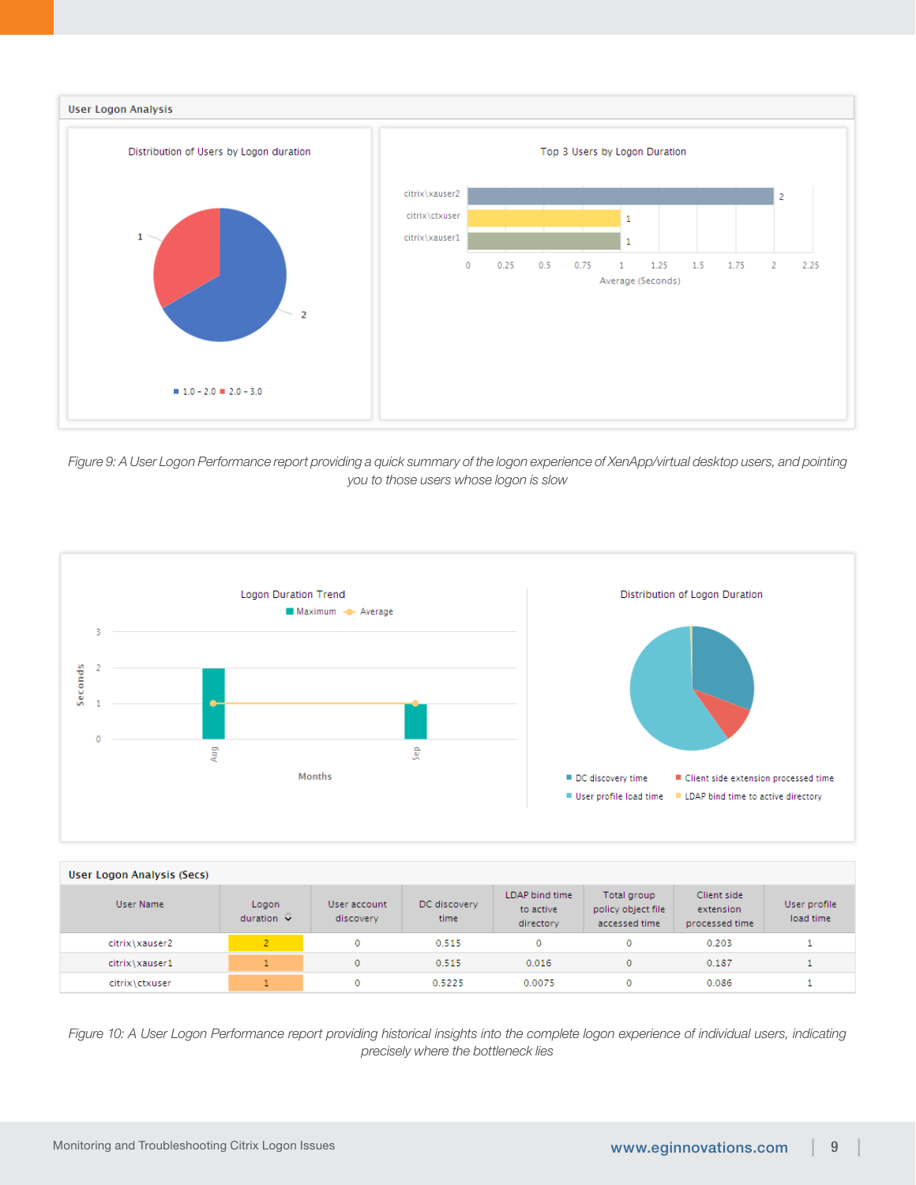**User Logon Analysis**

Distribution of Users by Logon duration

Top 3 Users by Logon Duration

*Figure 9: A User Logon Performance report providing a quick summary of the logon experience of XenApp/virtual desktop users, and pointing you to those users whose logon is slow*

Logon Duration Trend

Distribution of Logon Duration

**User Logon Analysis (Secs)**

| User Name | Logon duration | User account discovery | DC discovery time | LDAP bind time to active directory | Total group policy object file accessed time | Client side extension processed time | User profile load time |
|---|---|---|---|---|---|---|---|
| citrix\xauser2 | 2 | 0 | 0.515 | 0 | 0 | 0.203 | 1 |
| citrix\xauser1 | 1 | 0 | 0.515 | 0.016 | 0 | 0.187 | 1 |
| citrix\ctxuser | 1 | 0 | 0.5225 | 0.0075 | 0 | 0.086 | 1 |

*Figure 10: A User Logon Performance report providing historical insights into the complete logon experience of individual users, indicating precisely where the bottleneck lies*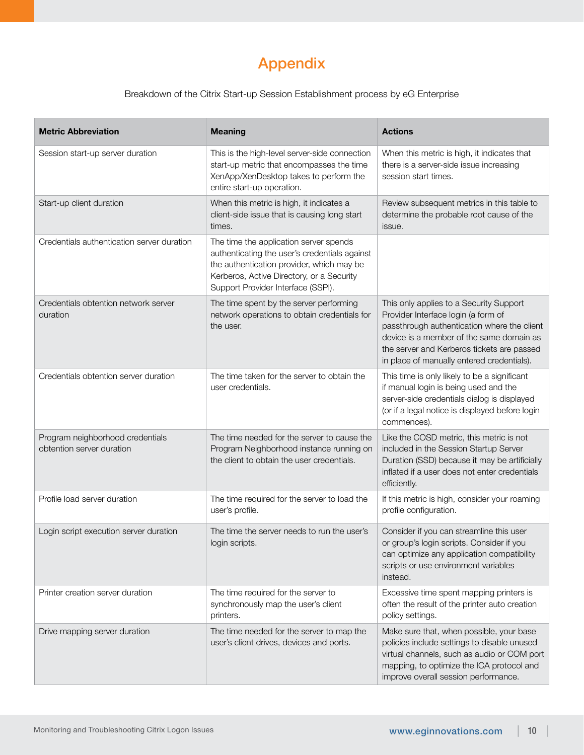# Appendix

Breakdown of the Citrix Start-up Session Establishment process by eG Enterprise

| Metric Abbreviation | Meaning | Actions |
|---|---|---|
| Session start-up server duration | This is the high-level server-side connection start-up metric that encompasses the time XenApp/XenDesktop takes to perform the entire start-up operation. | When this metric is high, it indicates that there is a server-side issue increasing session start times. |
| Start-up client duration | When this metric is high, it indicates a client-side issue that is causing long start times. | Review subsequent metrics in this table to determine the probable root cause of the issue. |
| Credentials authentication server duration | The time the application server spends authenticating the user's credentials against the authentication provider, which may be Kerberos, Active Directory, or a Security Support Provider Interface (SSPI). | |
| Credentials obtention network server duration | The time spent by the server performing network operations to obtain credentials for the user. | This only applies to a Security Support Provider Interface login (a form of passthrough authentication where the client device is a member of the same domain as the server and Kerberos tickets are passed in place of manually entered credentials). |
| Credentials obtention server duration | The time taken for the server to obtain the user credentials. | This time is only likely to be a significant if manual login is being used and the server-side credentials dialog is displayed (or if a legal notice is displayed before login commences). |
| Program neighborhood credentials obtention server duration | The time needed for the server to cause the Program Neighborhood instance running on the client to obtain the user credentials. | Like the COSD metric, this metric is not included in the Session Startup Server Duration (SSD) because it may be artificially inflated if a user does not enter credentials efficiently. |
| Profile load server duration | The time required for the server to load the user's profile. | If this metric is high, consider your roaming profile configuration. |
| Login script execution server duration | The time the server needs to run the user's login scripts. | Consider if you can streamline this user or group's login scripts. Consider if you can optimize any application compatibility scripts or use environment variables instead. |
| Printer creation server duration | The time required for the server to synchronously map the user's client printers. | Excessive time spent mapping printers is often the result of the printer auto creation policy settings. |
| Drive mapping server duration | The time needed for the server to map the user's client drives, devices and ports. | Make sure that, when possible, your base policies include settings to disable unused virtual channels, such as audio or COM port mapping, to optimize the ICA protocol and improve overall session performance. |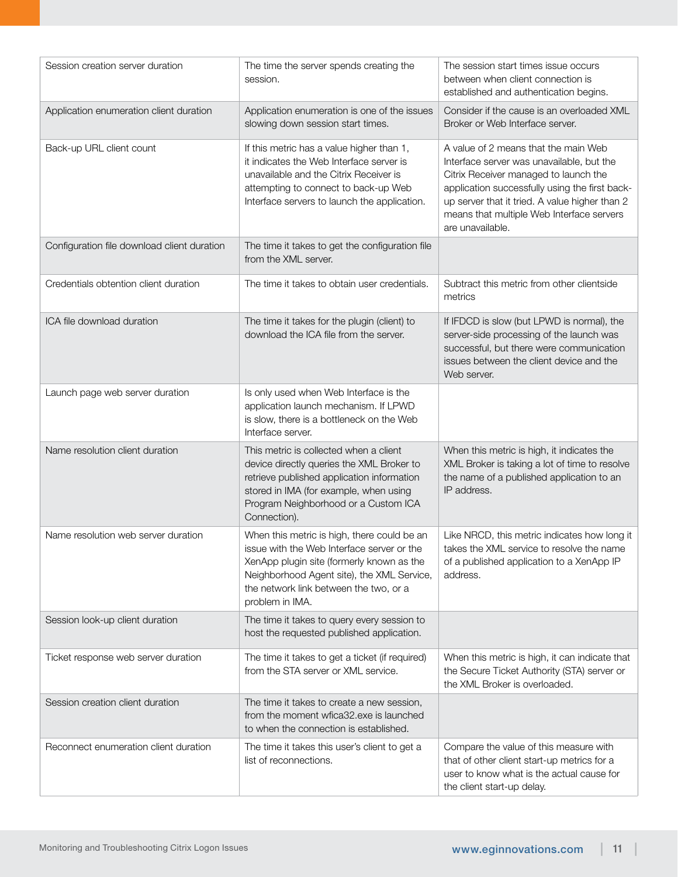| | | |
|---|---|---|
| Session creation server duration | The time the server spends creating the session. | The session start times issue occurs between when client connection is established and authentication begins. |
| Application enumeration client duration | Application enumeration is one of the issues slowing down session start times. | Consider if the cause is an overloaded XML Broker or Web Interface server. |
| Back-up URL client count | If this metric has a value higher than 1, it indicates the Web Interface server is unavailable and the Citrix Receiver is attempting to connect to back-up Web Interface servers to launch the application. | A value of 2 means that the main Web Interface server was unavailable, but the Citrix Receiver managed to launch the application successfully using the first back-up server that it tried. A value higher than 2 means that multiple Web Interface servers are unavailable. |
| Configuration file download client duration | The time it takes to get the configuration file from the XML server. | |
| Credentials obtention client duration | The time it takes to obtain user credentials. | Subtract this metric from other clientside metrics |
| ICA file download duration | The time it takes for the plugin (client) to download the ICA file from the server. | If IFDCD is slow (but LPWD is normal), the server-side processing of the launch was successful, but there were communication issues between the client device and the Web server. |
| Launch page web server duration | Is only used when Web Interface is the application launch mechanism. If LPWD is slow, there is a bottleneck on the Web Interface server. | |
| Name resolution client duration | This metric is collected when a client device directly queries the XML Broker to retrieve published application information stored in IMA (for example, when using Program Neighborhood or a Custom ICA Connection). | When this metric is high, it indicates the XML Broker is taking a lot of time to resolve the name of a published application to an IP address. |
| Name resolution web server duration | When this metric is high, there could be an issue with the Web Interface server or the XenApp plugin site (formerly known as the Neighborhood Agent site), the XML Service, the network link between the two, or a problem in IMA. | Like NRCD, this metric indicates how long it takes the XML service to resolve the name of a published application to a XenApp IP address. |
| Session look-up client duration | The time it takes to query every session to host the requested published application. | |
| Ticket response web server duration | The time it takes to get a ticket (if required) from the STA server or XML service. | When this metric is high, it can indicate that the Secure Ticket Authority (STA) server or the XML Broker is overloaded. |
| Session creation client duration | The time it takes to create a new session, from the moment wfica32.exe is launched to when the connection is established. | |
| Reconnect enumeration client duration | The time it takes this user's client to get a list of reconnections. | Compare the value of this measure with that of other client start-up metrics for a user to know what is the actual cause for the client start-up delay. |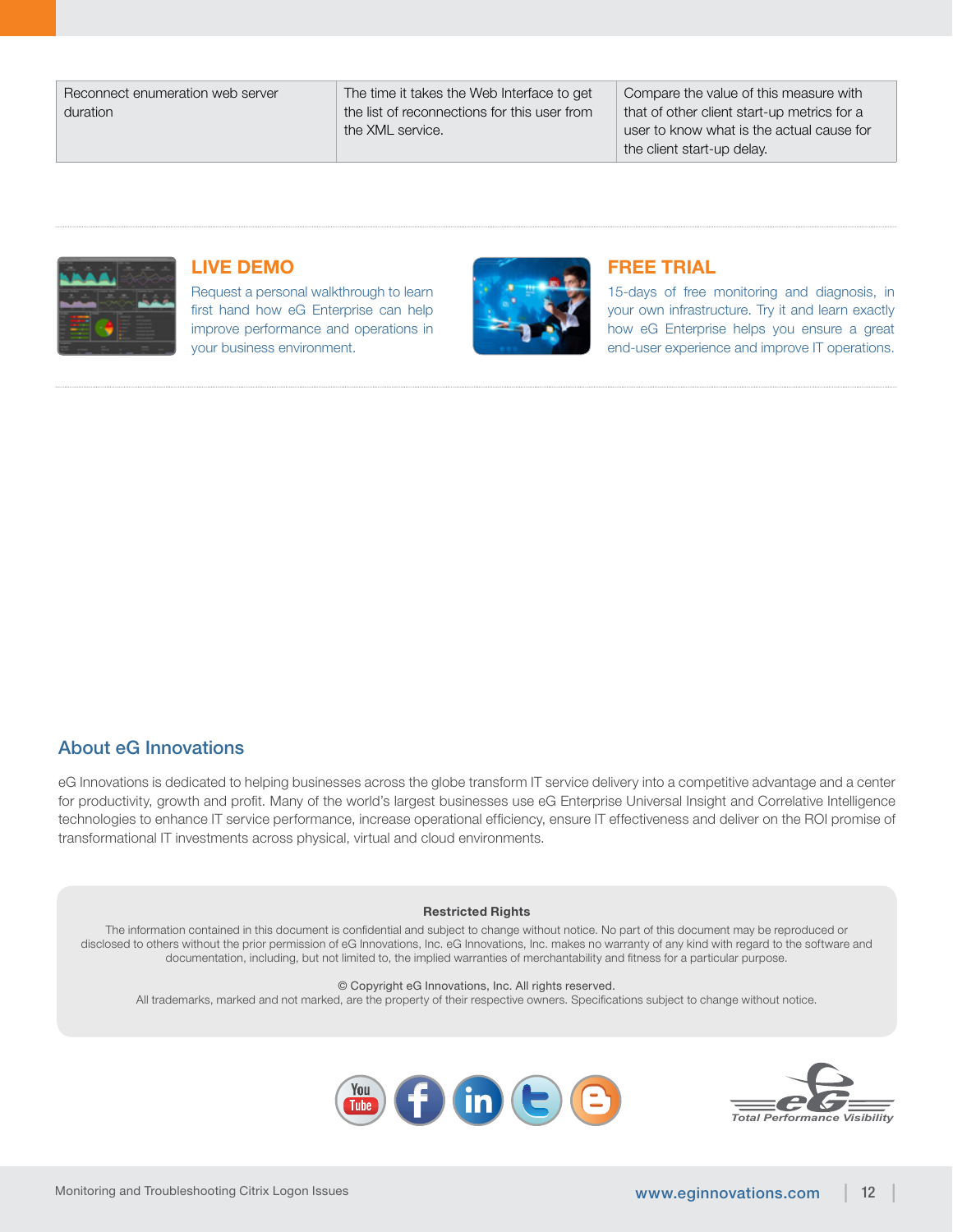| | | |
|---|---|---|
| Reconnect enumeration web server duration | The time it takes the Web Interface to get the list of reconnections for this user from the XML service. | Compare the value of this measure with that of other client start-up metrics for a user to know what is the actual cause for the client start-up delay. |

## LIVE DEMO

Request a personal walkthrough to learn first hand how eG Enterprise can help improve performance and operations in your business environment.

## FREE TRIAL

15-days of free monitoring and diagnosis, in your own infrastructure. Try it and learn exactly how eG Enterprise helps you ensure a great end-user experience and improve IT operations.

## About eG Innovations

eG Innovations is dedicated to helping businesses across the globe transform IT service delivery into a competitive advantage and a center for productivity, growth and profit. Many of the world's largest businesses use eG Enterprise Universal Insight and Correlative Intelligence technologies to enhance IT service performance, increase operational efficiency, ensure IT effectiveness and deliver on the ROI promise of transformational IT investments across physical, virtual and cloud environments.

**Restricted Rights**

The information contained in this document is confidential and subject to change without notice. No part of this document may be reproduced or disclosed to others without the prior permission of eG Innovations, Inc. eG Innovations, Inc. makes no warranty of any kind with regard to the software and documentation, including, but not limited to, the implied warranties of merchantability and fitness for a particular purpose.

© Copyright eG Innovations, Inc. All rights reserved.
All trademarks, marked and not marked, are the property of their respective owners. Specifications subject to change without notice.

Total Performance Visibility

www.eginnovations.com